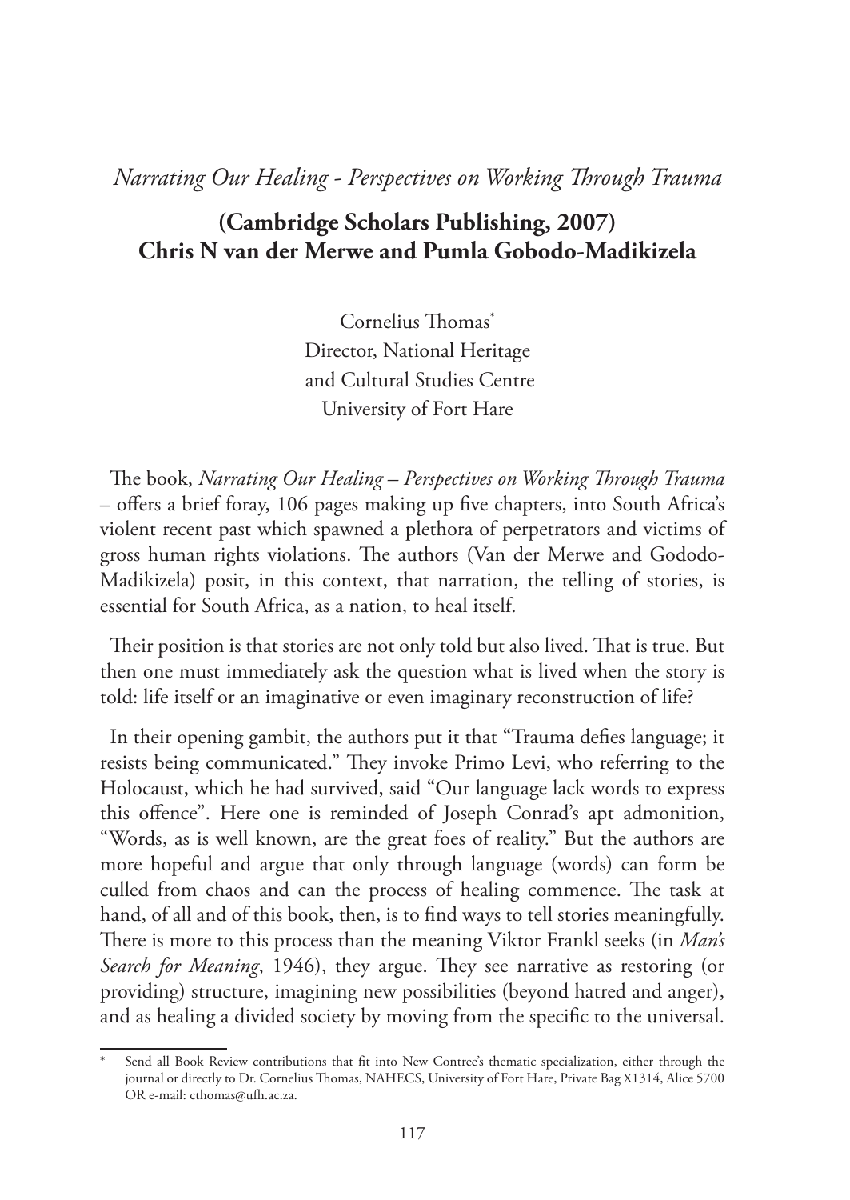*Narrating Our Healing - Perspectives on Working Through Trauma*

## (Cambridge Scholars Publishing, 2007) Chris N van der Merwe and Pumla Gobodo-Madikizela

Cornelius Thomas*
Director, National Heritage
and Cultural Studies Centre
University of Fort Hare

The book, *Narrating Our Healing – Perspectives on Working Through Trauma* – offers a brief foray, 106 pages making up five chapters, into South Africa's violent recent past which spawned a plethora of perpetrators and victims of gross human rights violations. The authors (Van der Merwe and Gododo-Madikizela) posit, in this context, that narration, the telling of stories, is essential for South Africa, as a nation, to heal itself.

Their position is that stories are not only told but also lived. That is true. But then one must immediately ask the question what is lived when the story is told: life itself or an imaginative or even imaginary reconstruction of life?

In their opening gambit, the authors put it that "Trauma defies language; it resists being communicated." They invoke Primo Levi, who referring to the Holocaust, which he had survived, said "Our language lack words to express this offence". Here one is reminded of Joseph Conrad's apt admonition, "Words, as is well known, are the great foes of reality." But the authors are more hopeful and argue that only through language (words) can form be culled from chaos and can the process of healing commence. The task at hand, of all and of this book, then, is to find ways to tell stories meaningfully. There is more to this process than the meaning Viktor Frankl seeks (in *Man's Search for Meaning*, 1946), they argue. They see narrative as restoring (or providing) structure, imagining new possibilities (beyond hatred and anger), and as healing a divided society by moving from the specific to the universal.

---

\* Send all Book Review contributions that fit into New Contree's thematic specialization, either through the journal or directly to Dr. Cornelius Thomas, NAHECS, University of Fort Hare, Private Bag X1314, Alice 5700 OR e-mail: cthomas@ufh.ac.za.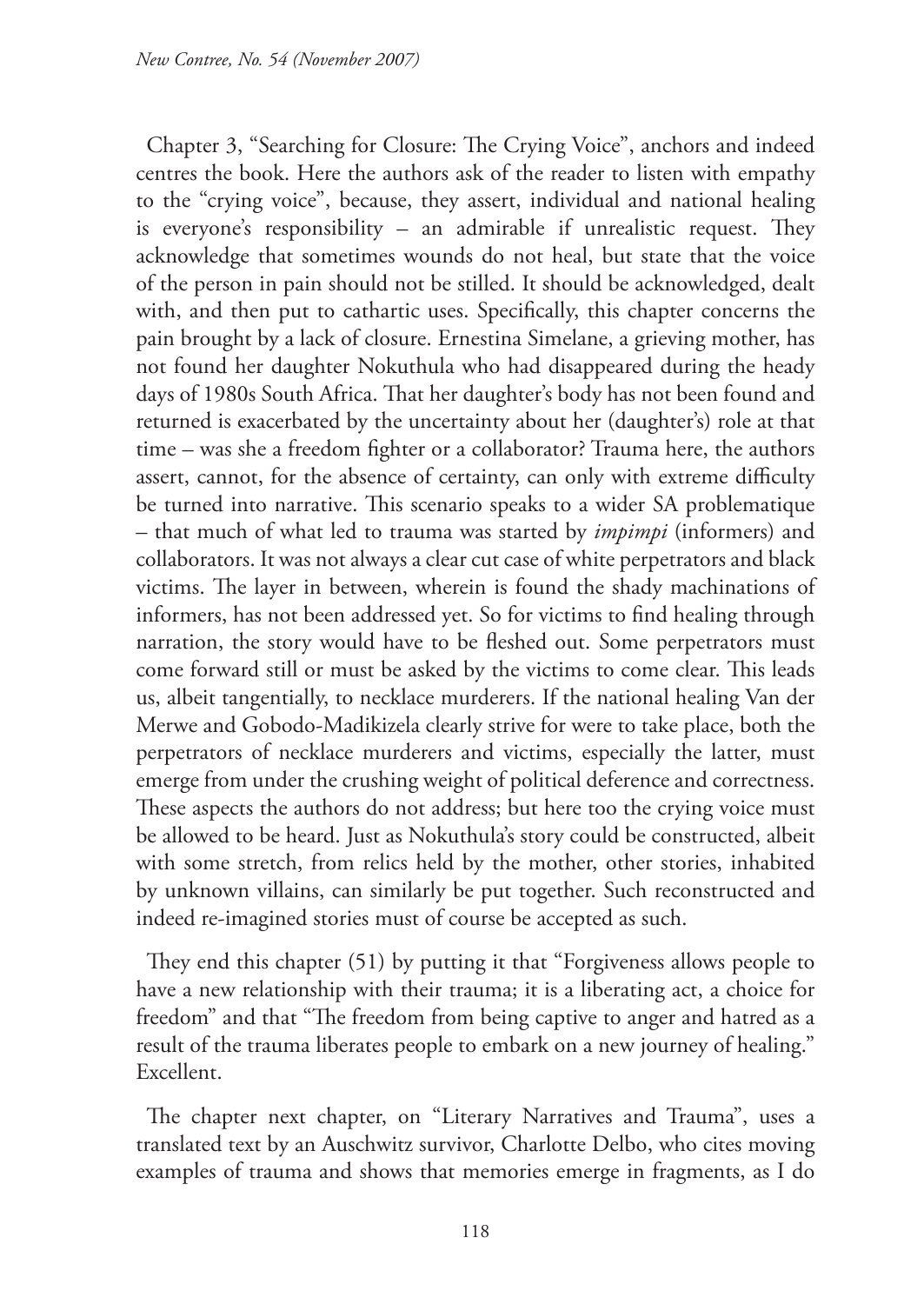Chapter 3, "Searching for Closure: The Crying Voice", anchors and indeed centres the book. Here the authors ask of the reader to listen with empathy to the "crying voice", because, they assert, individual and national healing is everyone's responsibility – an admirable if unrealistic request. They acknowledge that sometimes wounds do not heal, but state that the voice of the person in pain should not be stilled. It should be acknowledged, dealt with, and then put to cathartic uses. Specifically, this chapter concerns the pain brought by a lack of closure. Ernestina Simelane, a grieving mother, has not found her daughter Nokuthula who had disappeared during the heady days of 1980s South Africa. That her daughter's body has not been found and returned is exacerbated by the uncertainty about her (daughter's) role at that time – was she a freedom fighter or a collaborator? Trauma here, the authors assert, cannot, for the absence of certainty, can only with extreme difficulty be turned into narrative. This scenario speaks to a wider SA problematique – that much of what led to trauma was started by *impimpi* (informers) and collaborators. It was not always a clear cut case of white perpetrators and black victims. The layer in between, wherein is found the shady machinations of informers, has not been addressed yet. So for victims to find healing through narration, the story would have to be fleshed out. Some perpetrators must come forward still or must be asked by the victims to come clear. This leads us, albeit tangentially, to necklace murderers. If the national healing Van der Merwe and Gobodo-Madikizela clearly strive for were to take place, both the perpetrators of necklace murderers and victims, especially the latter, must emerge from under the crushing weight of political deference and correctness. These aspects the authors do not address; but here too the crying voice must be allowed to be heard. Just as Nokuthula's story could be constructed, albeit with some stretch, from relics held by the mother, other stories, inhabited by unknown villains, can similarly be put together. Such reconstructed and indeed re-imagined stories must of course be accepted as such.

They end this chapter (51) by putting it that "Forgiveness allows people to have a new relationship with their trauma; it is a liberating act, a choice for freedom" and that "The freedom from being captive to anger and hatred as a result of the trauma liberates people to embark on a new journey of healing." Excellent.

The chapter next chapter, on "Literary Narratives and Trauma", uses a translated text by an Auschwitz survivor, Charlotte Delbo, who cites moving examples of trauma and shows that memories emerge in fragments, as I do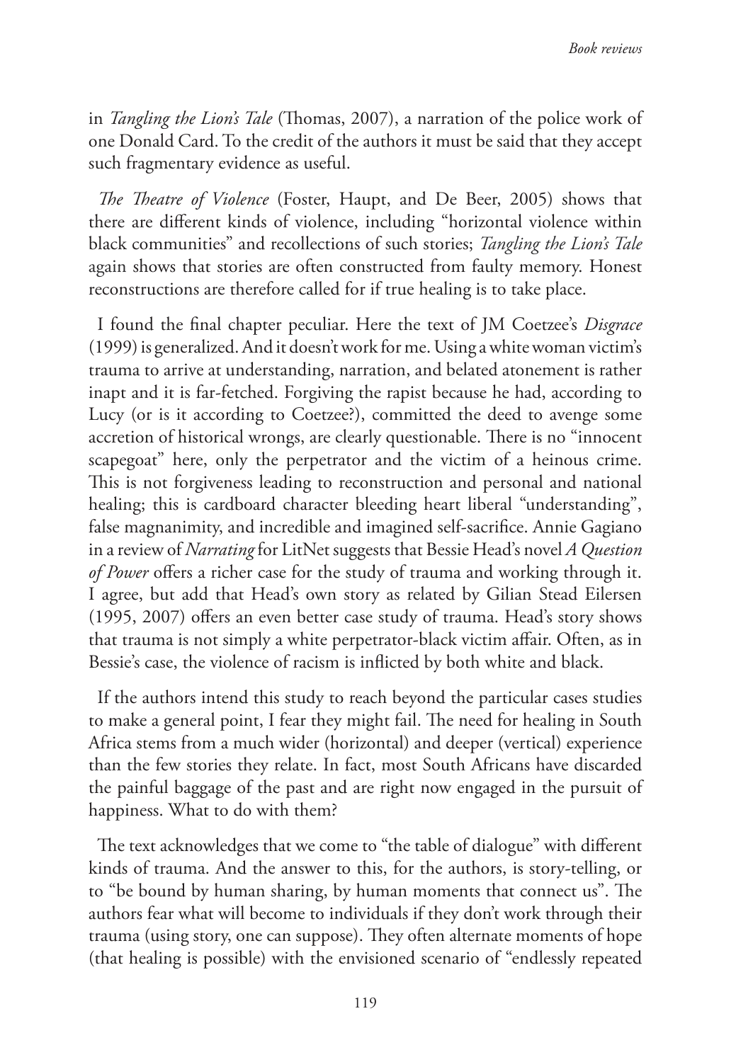in *Tangling the Lion's Tale* (Thomas, 2007), a narration of the police work of one Donald Card. To the credit of the authors it must be said that they accept such fragmentary evidence as useful.

*The Theatre of Violence* (Foster, Haupt, and De Beer, 2005) shows that there are different kinds of violence, including "horizontal violence within black communities" and recollections of such stories; *Tangling the Lion's Tale* again shows that stories are often constructed from faulty memory. Honest reconstructions are therefore called for if true healing is to take place.

I found the final chapter peculiar. Here the text of JM Coetzee's *Disgrace* (1999) is generalized. And it doesn't work for me. Using a white woman victim's trauma to arrive at understanding, narration, and belated atonement is rather inapt and it is far-fetched. Forgiving the rapist because he had, according to Lucy (or is it according to Coetzee?), committed the deed to avenge some accretion of historical wrongs, are clearly questionable. There is no "innocent scapegoat" here, only the perpetrator and the victim of a heinous crime. This is not forgiveness leading to reconstruction and personal and national healing; this is cardboard character bleeding heart liberal "understanding", false magnanimity, and incredible and imagined self-sacrifice. Annie Gagiano in a review of *Narrating* for LitNet suggests that Bessie Head's novel *A Question of Power* offers a richer case for the study of trauma and working through it. I agree, but add that Head's own story as related by Gilian Stead Eilersen (1995, 2007) offers an even better case study of trauma. Head's story shows that trauma is not simply a white perpetrator-black victim affair. Often, as in Bessie's case, the violence of racism is inflicted by both white and black.

If the authors intend this study to reach beyond the particular cases studies to make a general point, I fear they might fail. The need for healing in South Africa stems from a much wider (horizontal) and deeper (vertical) experience than the few stories they relate. In fact, most South Africans have discarded the painful baggage of the past and are right now engaged in the pursuit of happiness. What to do with them?

The text acknowledges that we come to "the table of dialogue" with different kinds of trauma. And the answer to this, for the authors, is story-telling, or to "be bound by human sharing, by human moments that connect us". The authors fear what will become to individuals if they don't work through their trauma (using story, one can suppose). They often alternate moments of hope (that healing is possible) with the envisioned scenario of "endlessly repeated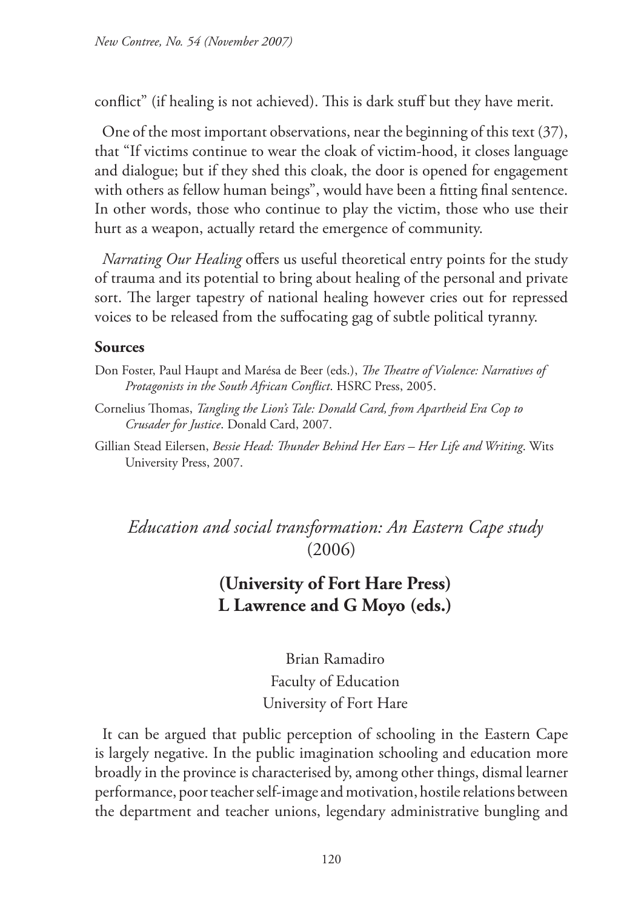conflict" (if healing is not achieved). This is dark stuff but they have merit.

One of the most important observations, near the beginning of this text (37), that "If victims continue to wear the cloak of victim-hood, it closes language and dialogue; but if they shed this cloak, the door is opened for engagement with others as fellow human beings", would have been a fitting final sentence. In other words, those who continue to play the victim, those who use their hurt as a weapon, actually retard the emergence of community.

*Narrating Our Healing* offers us useful theoretical entry points for the study of trauma and its potential to bring about healing of the personal and private sort. The larger tapestry of national healing however cries out for repressed voices to be released from the suffocating gag of subtle political tyranny.

### Sources

Don Foster, Paul Haupt and Marésa de Beer (eds.), *The Theatre of Violence: Narratives of Protagonists in the South African Conflict*. HSRC Press, 2005.

Cornelius Thomas, *Tangling the Lion's Tale: Donald Card, from Apartheid Era Cop to Crusader for Justice*. Donald Card, 2007.

Gillian Stead Eilersen, *Bessie Head: Thunder Behind Her Ears – Her Life and Writing*. Wits University Press, 2007.

## *Education and social transformation: An Eastern Cape study* (2006)

## (University of Fort Hare Press) L Lawrence and G Moyo (eds.)

Brian Ramadiro
Faculty of Education
University of Fort Hare

It can be argued that public perception of schooling in the Eastern Cape is largely negative. In the public imagination schooling and education more broadly in the province is characterised by, among other things, dismal learner performance, poor teacher self-image and motivation, hostile relations between the department and teacher unions, legendary administrative bungling and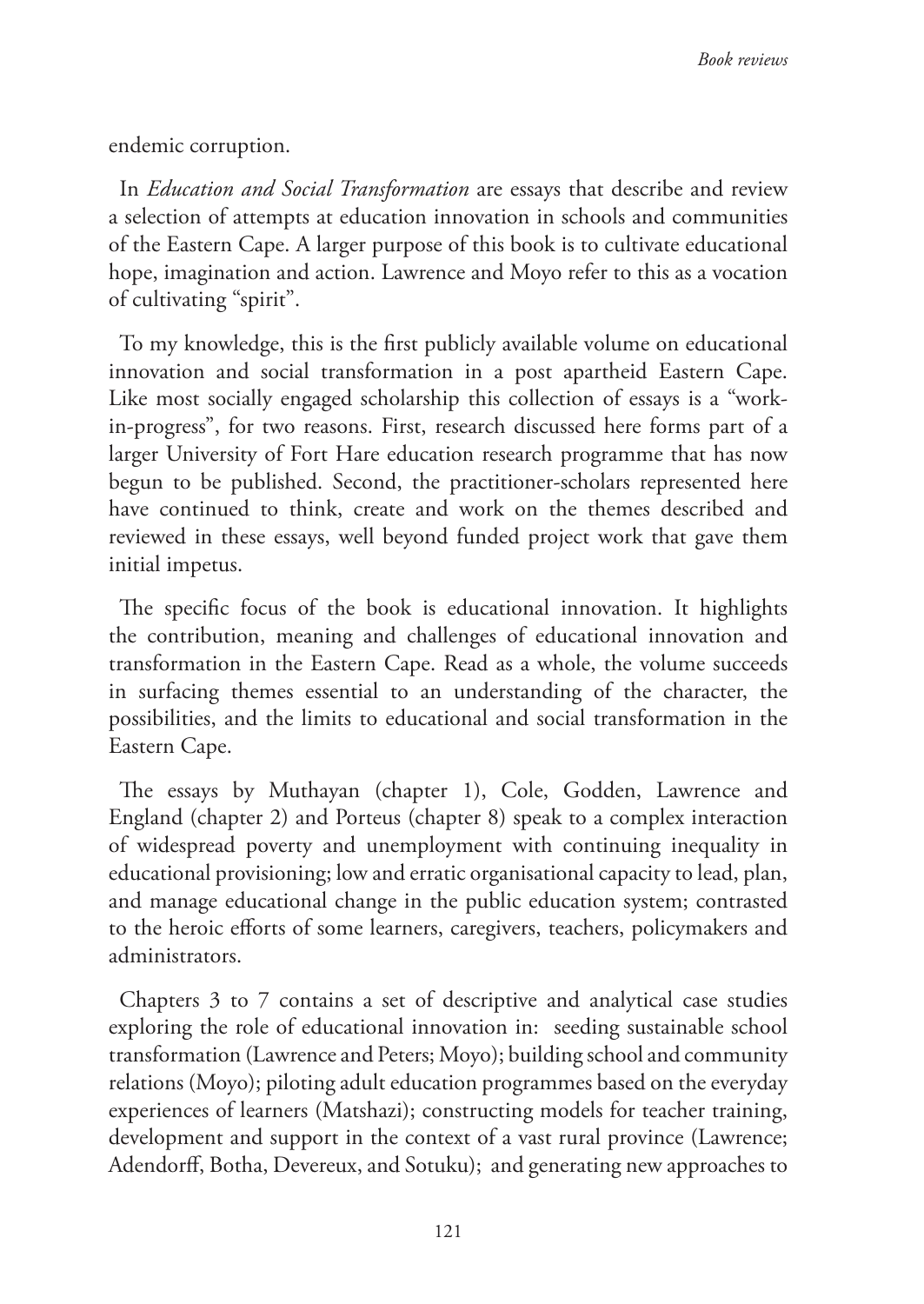endemic corruption.

In *Education and Social Transformation* are essays that describe and review a selection of attempts at education innovation in schools and communities of the Eastern Cape. A larger purpose of this book is to cultivate educational hope, imagination and action. Lawrence and Moyo refer to this as a vocation of cultivating "spirit".

To my knowledge, this is the first publicly available volume on educational innovation and social transformation in a post apartheid Eastern Cape. Like most socially engaged scholarship this collection of essays is a "work-in-progress", for two reasons. First, research discussed here forms part of a larger University of Fort Hare education research programme that has now begun to be published. Second, the practitioner-scholars represented here have continued to think, create and work on the themes described and reviewed in these essays, well beyond funded project work that gave them initial impetus.

The specific focus of the book is educational innovation. It highlights the contribution, meaning and challenges of educational innovation and transformation in the Eastern Cape. Read as a whole, the volume succeeds in surfacing themes essential to an understanding of the character, the possibilities, and the limits to educational and social transformation in the Eastern Cape.

The essays by Muthayan (chapter 1), Cole, Godden, Lawrence and England (chapter 2) and Porteus (chapter 8) speak to a complex interaction of widespread poverty and unemployment with continuing inequality in educational provisioning; low and erratic organisational capacity to lead, plan, and manage educational change in the public education system; contrasted to the heroic efforts of some learners, caregivers, teachers, policymakers and administrators.

Chapters 3 to 7 contains a set of descriptive and analytical case studies exploring the role of educational innovation in: seeding sustainable school transformation (Lawrence and Peters; Moyo); building school and community relations (Moyo); piloting adult education programmes based on the everyday experiences of learners (Matshazi); constructing models for teacher training, development and support in the context of a vast rural province (Lawrence; Adendorff, Botha, Devereux, and Sotuku); and generating new approaches to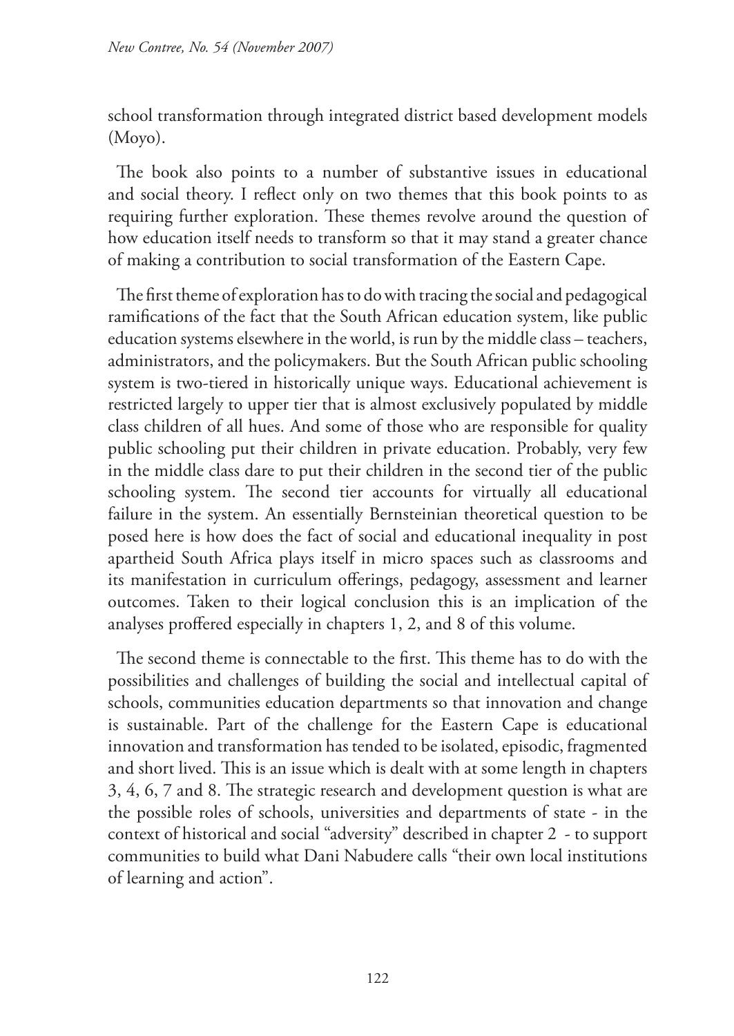school transformation through integrated district based development models (Moyo).

The book also points to a number of substantive issues in educational and social theory. I reflect only on two themes that this book points to as requiring further exploration. These themes revolve around the question of how education itself needs to transform so that it may stand a greater chance of making a contribution to social transformation of the Eastern Cape.

The first theme of exploration has to do with tracing the social and pedagogical ramifications of the fact that the South African education system, like public education systems elsewhere in the world, is run by the middle class – teachers, administrators, and the policymakers. But the South African public schooling system is two-tiered in historically unique ways. Educational achievement is restricted largely to upper tier that is almost exclusively populated by middle class children of all hues. And some of those who are responsible for quality public schooling put their children in private education. Probably, very few in the middle class dare to put their children in the second tier of the public schooling system. The second tier accounts for virtually all educational failure in the system. An essentially Bernsteinian theoretical question to be posed here is how does the fact of social and educational inequality in post apartheid South Africa plays itself in micro spaces such as classrooms and its manifestation in curriculum offerings, pedagogy, assessment and learner outcomes. Taken to their logical conclusion this is an implication of the analyses proffered especially in chapters 1, 2, and 8 of this volume.

The second theme is connectable to the first. This theme has to do with the possibilities and challenges of building the social and intellectual capital of schools, communities education departments so that innovation and change is sustainable. Part of the challenge for the Eastern Cape is educational innovation and transformation has tended to be isolated, episodic, fragmented and short lived. This is an issue which is dealt with at some length in chapters 3, 4, 6, 7 and 8. The strategic research and development question is what are the possible roles of schools, universities and departments of state - in the context of historical and social "adversity" described in chapter 2 - to support communities to build what Dani Nabudere calls "their own local institutions of learning and action".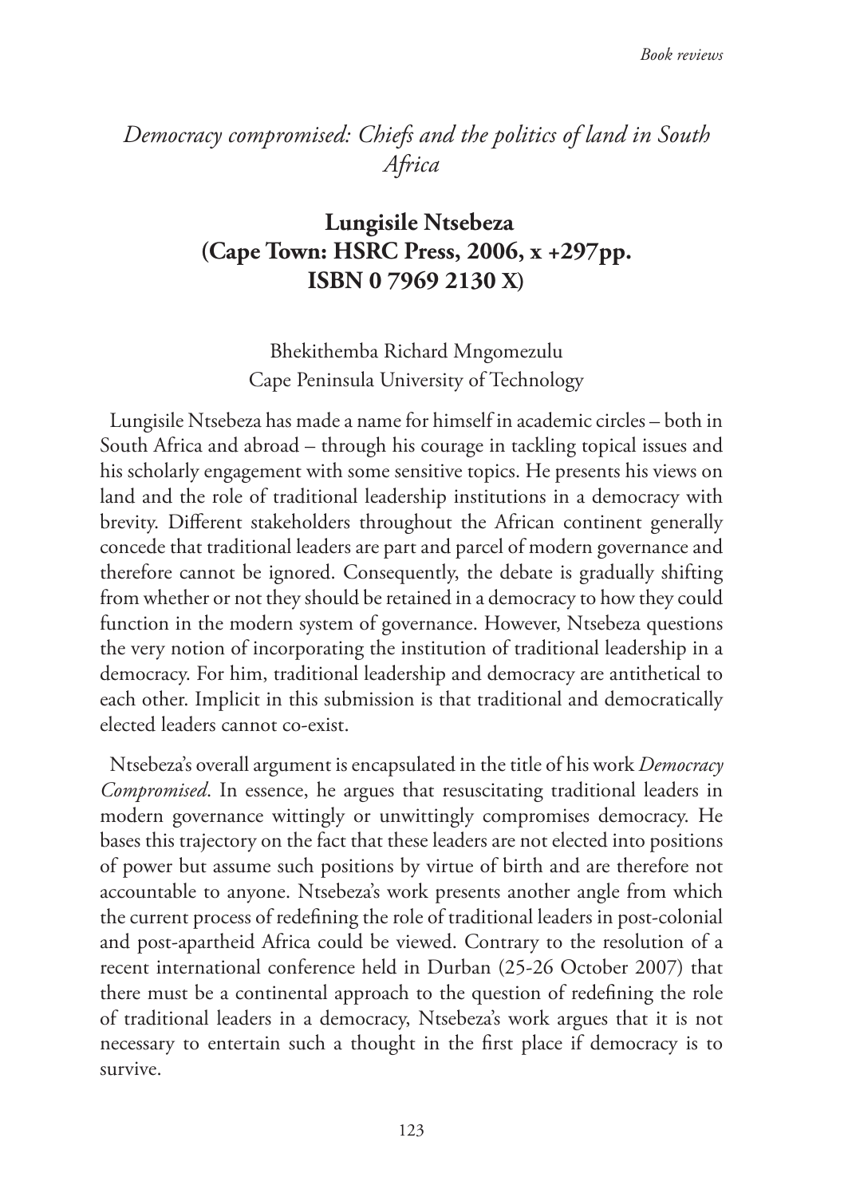## *Democracy compromised: Chiefs and the politics of land in South Africa*

### **Lungisile Ntsebeza (Cape Town: HSRC Press, 2006, x +297pp. ISBN 0 7969 2130 X)**

Bhekithemba Richard Mngomezulu
Cape Peninsula University of Technology

Lungisile Ntsebeza has made a name for himself in academic circles – both in South Africa and abroad – through his courage in tackling topical issues and his scholarly engagement with some sensitive topics. He presents his views on land and the role of traditional leadership institutions in a democracy with brevity. Different stakeholders throughout the African continent generally concede that traditional leaders are part and parcel of modern governance and therefore cannot be ignored. Consequently, the debate is gradually shifting from whether or not they should be retained in a democracy to how they could function in the modern system of governance. However, Ntsebeza questions the very notion of incorporating the institution of traditional leadership in a democracy. For him, traditional leadership and democracy are antithetical to each other. Implicit in this submission is that traditional and democratically elected leaders cannot co-exist.

Ntsebeza's overall argument is encapsulated in the title of his work *Democracy Compromised*. In essence, he argues that resuscitating traditional leaders in modern governance wittingly or unwittingly compromises democracy. He bases this trajectory on the fact that these leaders are not elected into positions of power but assume such positions by virtue of birth and are therefore not accountable to anyone. Ntsebeza's work presents another angle from which the current process of redefining the role of traditional leaders in post-colonial and post-apartheid Africa could be viewed. Contrary to the resolution of a recent international conference held in Durban (25-26 October 2007) that there must be a continental approach to the question of redefining the role of traditional leaders in a democracy, Ntsebeza's work argues that it is not necessary to entertain such a thought in the first place if democracy is to survive.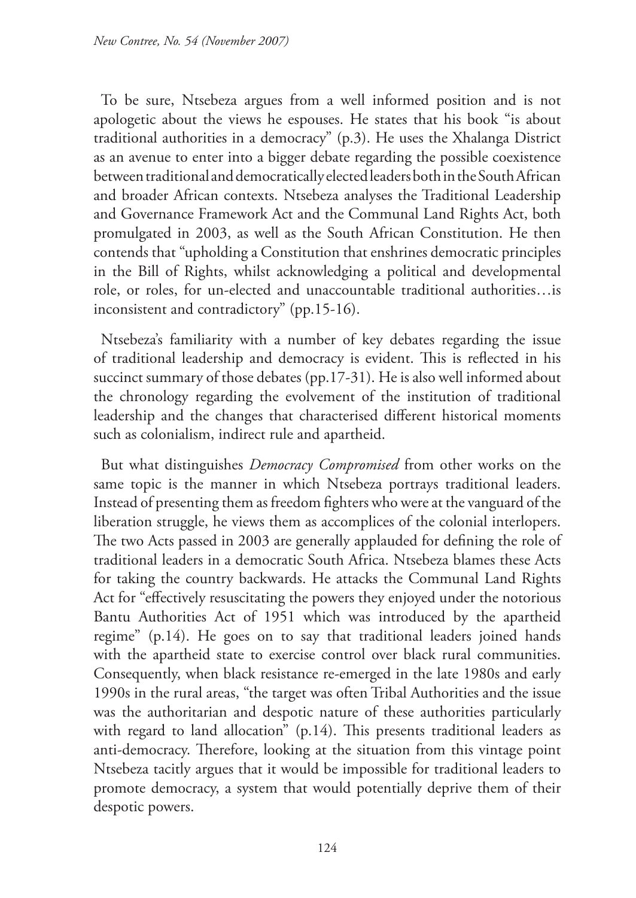To be sure, Ntsebeza argues from a well informed position and is not apologetic about the views he espouses. He states that his book "is about traditional authorities in a democracy" (p.3). He uses the Xhalanga District as an avenue to enter into a bigger debate regarding the possible coexistence between traditional and democratically elected leaders both in the South African and broader African contexts. Ntsebeza analyses the Traditional Leadership and Governance Framework Act and the Communal Land Rights Act, both promulgated in 2003, as well as the South African Constitution. He then contends that "upholding a Constitution that enshrines democratic principles in the Bill of Rights, whilst acknowledging a political and developmental role, or roles, for un-elected and unaccountable traditional authorities…is inconsistent and contradictory" (pp.15-16).

Ntsebeza's familiarity with a number of key debates regarding the issue of traditional leadership and democracy is evident. This is reflected in his succinct summary of those debates (pp.17-31). He is also well informed about the chronology regarding the evolvement of the institution of traditional leadership and the changes that characterised different historical moments such as colonialism, indirect rule and apartheid.

But what distinguishes *Democracy Compromised* from other works on the same topic is the manner in which Ntsebeza portrays traditional leaders. Instead of presenting them as freedom fighters who were at the vanguard of the liberation struggle, he views them as accomplices of the colonial interlopers. The two Acts passed in 2003 are generally applauded for defining the role of traditional leaders in a democratic South Africa. Ntsebeza blames these Acts for taking the country backwards. He attacks the Communal Land Rights Act for "effectively resuscitating the powers they enjoyed under the notorious Bantu Authorities Act of 1951 which was introduced by the apartheid regime" (p.14). He goes on to say that traditional leaders joined hands with the apartheid state to exercise control over black rural communities. Consequently, when black resistance re-emerged in the late 1980s and early 1990s in the rural areas, "the target was often Tribal Authorities and the issue was the authoritarian and despotic nature of these authorities particularly with regard to land allocation" (p.14). This presents traditional leaders as anti-democracy. Therefore, looking at the situation from this vintage point Ntsebeza tacitly argues that it would be impossible for traditional leaders to promote democracy, a system that would potentially deprive them of their despotic powers.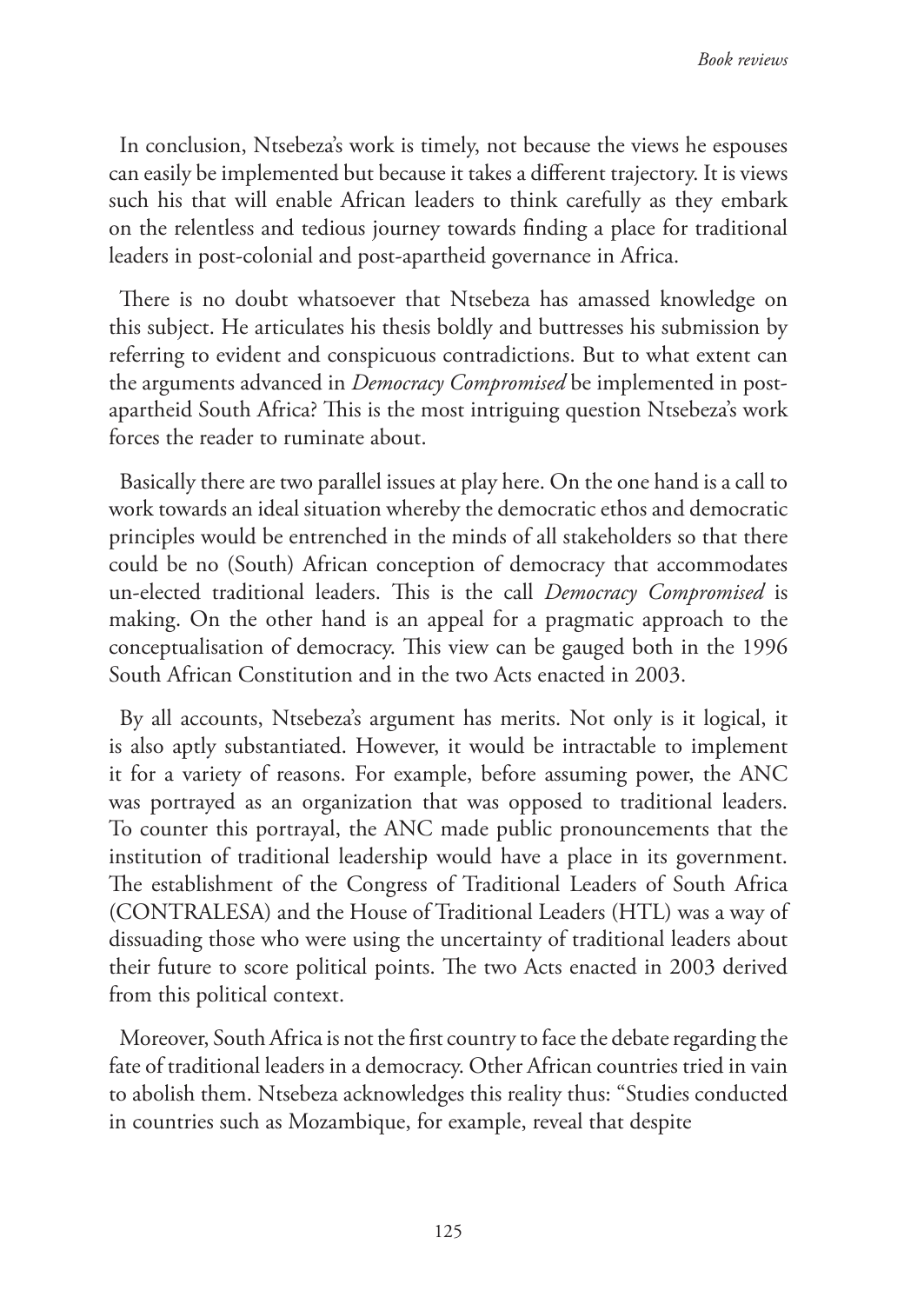In conclusion, Ntsebeza's work is timely, not because the views he espouses can easily be implemented but because it takes a different trajectory. It is views such his that will enable African leaders to think carefully as they embark on the relentless and tedious journey towards finding a place for traditional leaders in post-colonial and post-apartheid governance in Africa.

There is no doubt whatsoever that Ntsebeza has amassed knowledge on this subject. He articulates his thesis boldly and buttresses his submission by referring to evident and conspicuous contradictions. But to what extent can the arguments advanced in *Democracy Compromised* be implemented in post-apartheid South Africa? This is the most intriguing question Ntsebeza's work forces the reader to ruminate about.

Basically there are two parallel issues at play here. On the one hand is a call to work towards an ideal situation whereby the democratic ethos and democratic principles would be entrenched in the minds of all stakeholders so that there could be no (South) African conception of democracy that accommodates un-elected traditional leaders. This is the call *Democracy Compromised* is making. On the other hand is an appeal for a pragmatic approach to the conceptualisation of democracy. This view can be gauged both in the 1996 South African Constitution and in the two Acts enacted in 2003.

By all accounts, Ntsebeza's argument has merits. Not only is it logical, it is also aptly substantiated. However, it would be intractable to implement it for a variety of reasons. For example, before assuming power, the ANC was portrayed as an organization that was opposed to traditional leaders. To counter this portrayal, the ANC made public pronouncements that the institution of traditional leadership would have a place in its government. The establishment of the Congress of Traditional Leaders of South Africa (CONTRALESA) and the House of Traditional Leaders (HTL) was a way of dissuading those who were using the uncertainty of traditional leaders about their future to score political points. The two Acts enacted in 2003 derived from this political context.

Moreover, South Africa is not the first country to face the debate regarding the fate of traditional leaders in a democracy. Other African countries tried in vain to abolish them. Ntsebeza acknowledges this reality thus: "Studies conducted in countries such as Mozambique, for example, reveal that despite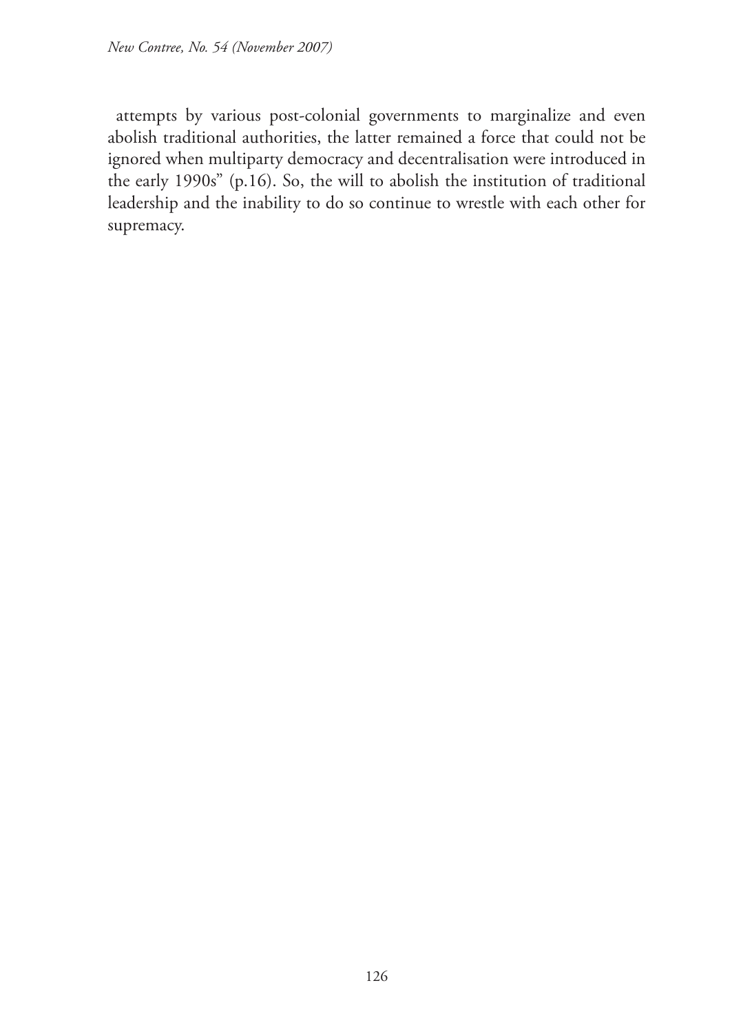attempts by various post-colonial governments to marginalize and even abolish traditional authorities, the latter remained a force that could not be ignored when multiparty democracy and decentralisation were introduced in the early 1990s" (p.16). So, the will to abolish the institution of traditional leadership and the inability to do so continue to wrestle with each other for supremacy.